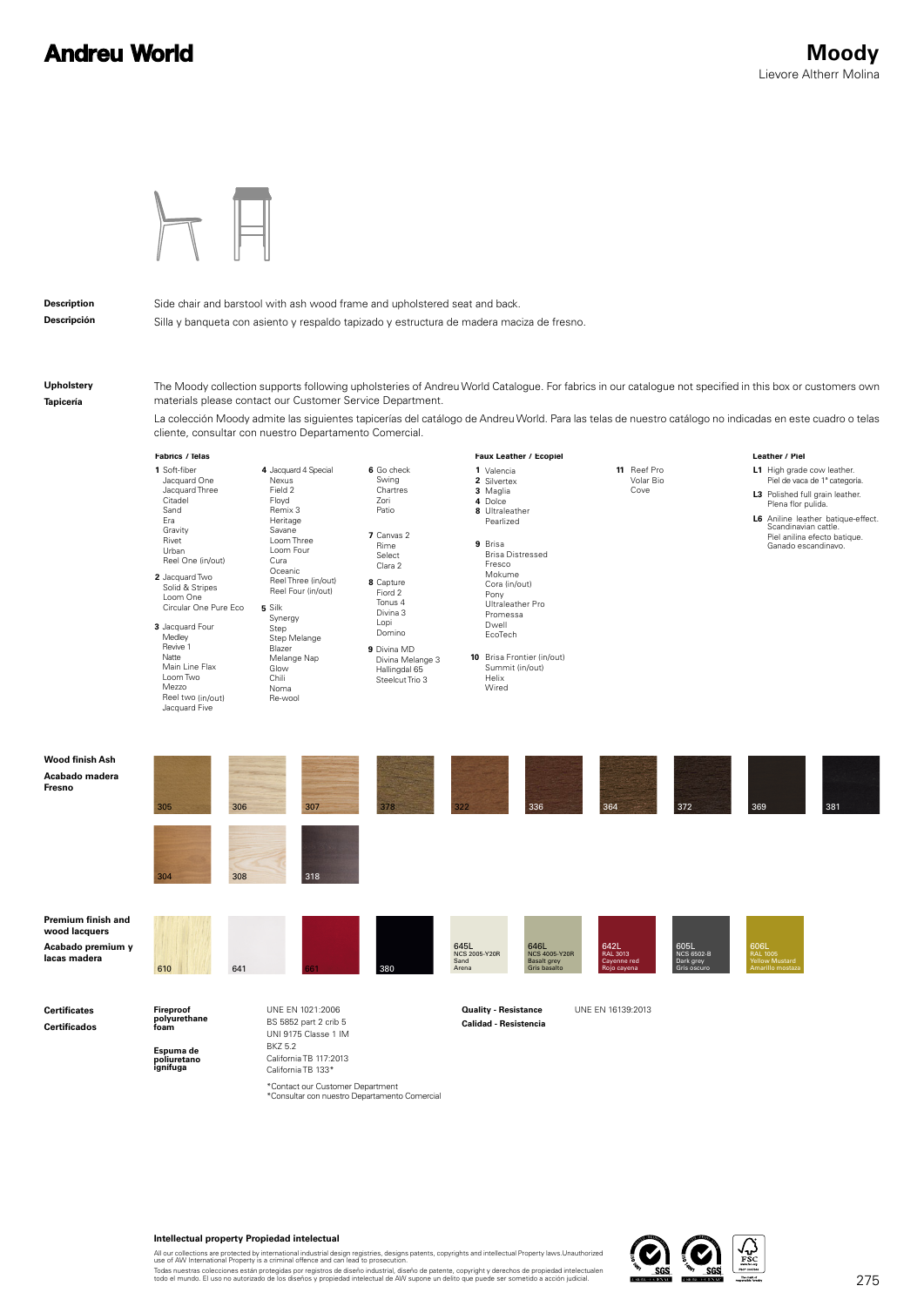# Andreu World

## Moody

Lievore Altherr Molina

**Description**
Side chair and barstool with ash wood frame and upholstered seat and back.

**Descripción**
Silla y banqueta con asiento y respaldo tapizado y estructura de madera maciza de fresno.

**Upholstery**
The Moody collection supports following upholsteries of Andreu World Catalogue. For fabrics in our catalogue not specified in this box or customers own materials please contact our Customer Service Department.

**Tapicería**
La colección Moody admite las siguientes tapicerías del catálogo de Andreu World. Para las telas de nuestro catálogo no indicadas en este cuadro o telas cliente, consultar con nuestro Departamento Comercial.

**Fabrics / Telas**

**1** Soft-fiber, Jacquard One, Jacquard Three, Citadel, Sand, Era, Gravity, Rivet, Urban, Reel One (in/out)

**2** Jacquard Two, Solid & Stripes, Loom One, Circular One Pure Eco

**3** Jacquard Four, Medley, Revive 1, Natte, Main Line Flax, Loom Two, Mezzo, Reel two (in/out), Jacquard Five

**4** Jacquard 4 Special, Nexus, Field 2, Floyd, Remix 3, Heritage, Savane, Loom Three, Loom Four, Cura, Oceanic, Reel Three (in/out), Reel Four (in/out)

**5** Silk, Synergy, Step, Step Melange, Blazer, Melange Nap, Glow, Chili, Noma, Re-wool

**6** Go check, Swing, Chartres, Zori, Patio

**7** Canvas 2, Rime, Select, Clara 2

**8** Capture, Fiord 2, Tonus 4, Divina 3, Lopi, Domino

**9** Divina MD, Divina Melange 3, Hallingdal 65, Steelcut Trio 3

**Faux Leather / Ecopiel**

**1** Valencia
**2** Silvertex
**3** Maglia
**4** Dolce
**8** Ultraleather, Pearlized

**9** Brisa, Brisa Distressed, Fresco, Mokume, Cora (in/out), Pony, Ultraleather Pro, Promessa, Dwell, EcoTech

**10** Brisa Frontier (in/out), Summit (in/out), Helix, Wired

**11** Reef Pro, Volar Bio, Cove

**Leather / Piel**

**L1** High grade cow leather. Piel de vaca de 1ª categoría.

**L3** Polished full grain leather. Plena flor pulida.

**L6** Aniline leather batique-effect. Scandinavian cattle. Piel anilina efecto batique. Ganado escandinavo.

**Wood finish Ash**
**Acabado madera Fresno**

305, 306, 307, 378, 322, 336, 364, 372, 369, 381, 304, 308, 318

**Premium finish and wood lacquers**
**Acabado premium y lacas madera**

610, 641, 661, 380, 645L NCS 2005-Y20R Sand Arena, 646L NCS 4005-Y20R Basalt grey Gris basalto, 642L RAL 3013 Cayenne red Rojo cayena, 605L NCS 6502-B Dark grey Gris oscuro, 606L RAL 1005 Yellow Mustard Amarillo mostaza

**Certificates**
**Certificados**

**Fireproof polyurethane foam**
**Espuma de poliuretano ignífuga**

UNE EN 1021:2006
BS 5852 part 2 crib 5
UNI 9175 Classe 1 IM
BKZ 5.2
California TB 117:2013
California TB 133*

*Contact our Customer Department
*Consultar con nuestro Departamento Comercial

**Quality - Resistance**
**Calidad - Resistencia**

UNE EN 16139:2013

**Intellectual property Propiedad intelectual**

All our collections are protected by international industrial design registries, designs patents, copyrights and intellectual Property laws.Unauthorized use of AW International Property is a criminal offence and can lead to prosecution.
Todas nuestras colecciones están protegidas por registros de diseño industrial, diseño de patente, copyright y derechos de propiedad intelectualen todo el mundo. El uso no autorizado de los diseños y propiedad intelectual de AW supone un delito que puede ser sometido a acción judicial.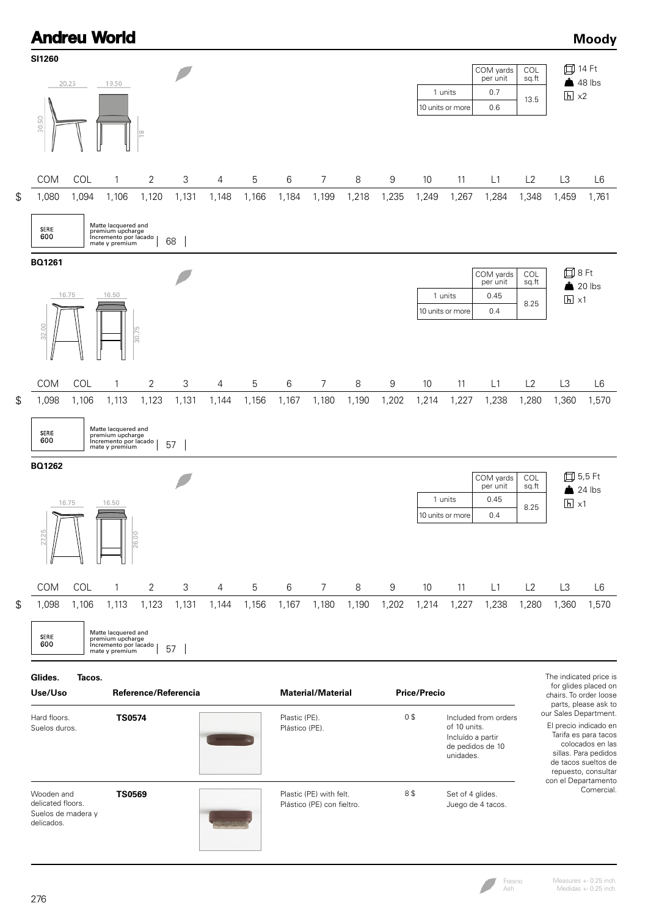# Andreu World

## Moody

### SI1260

20.25 | 19.50 | 30.50 | 18

| | COM yards per unit | COL sq.ft |
|---|---|---|
| 1 units | 0.7 | 13.5 |
| 10 units or more | 0.6 | |

14 Ft
48 lbs
x2

| | COM | COL | 1 | 2 | 3 | 4 | 5 | 6 | 7 | 8 | 9 | 10 | 11 | L1 | L2 | L3 | L6 |
|---|---|---|---|---|---|---|---|---|---|---|---|---|---|---|---|---|---|
| $ | 1,080 | 1,094 | 1,106 | 1,120 | 1,131 | 1,148 | 1,166 | 1,184 | 1,199 | 1,218 | 1,235 | 1,249 | 1,267 | 1,284 | 1,348 | 1,459 | 1,761 |

SERIE 600 — Matte lacquered and premium upcharge / Incremento por lacado mate y premium: 68

### BQ1261

16.75 | 16.50 | 32.00 | 30.75

| | COM yards per unit | COL sq.ft |
|---|---|---|
| 1 units | 0.45 | 8.25 |
| 10 units or more | 0.4 | |

8 Ft
20 lbs
x1

| | COM | COL | 1 | 2 | 3 | 4 | 5 | 6 | 7 | 8 | 9 | 10 | 11 | L1 | L2 | L3 | L6 |
|---|---|---|---|---|---|---|---|---|---|---|---|---|---|---|---|---|---|
| $ | 1,098 | 1,106 | 1,113 | 1,123 | 1,131 | 1,144 | 1,156 | 1,167 | 1,180 | 1,190 | 1,202 | 1,214 | 1,227 | 1,238 | 1,280 | 1,360 | 1,570 |

SERIE 600 — Matte lacquered and premium upcharge / Incremento por lacado mate y premium: 57

### BQ1262

16.75 | 16.50 | 27.25 | 26.00

| | COM yards per unit | COL sq.ft |
|---|---|---|
| 1 units | 0.45 | 8.25 |
| 10 units or more | 0.4 | |

5,5 Ft
24 lbs
x1

| | COM | COL | 1 | 2 | 3 | 4 | 5 | 6 | 7 | 8 | 9 | 10 | 11 | L1 | L2 | L3 | L6 |
|---|---|---|---|---|---|---|---|---|---|---|---|---|---|---|---|---|---|
| $ | 1,098 | 1,106 | 1,113 | 1,123 | 1,131 | 1,144 | 1,156 | 1,167 | 1,180 | 1,190 | 1,202 | 1,214 | 1,227 | 1,238 | 1,280 | 1,360 | 1,570 |

SERIE 600 — Matte lacquered and premium upcharge / Incremento por lacado mate y premium: 57

### Glides. Tacos.

| Use/Uso | Reference/Referencia | Material/Material | Price/Precio | |
|---|---|---|---|---|
| Hard floors. Suelos duros. | **TS0574** | Plastic (PE). Plástico (PE). | 0 $ | Included from orders of 10 units. Incluido a partir de pedidos de 10 unidades. |
| Wooden and delicated floors. Suelos de madera y delicados. | **TS0569** | Plastic (PE) with felt. Plástico (PE) con fieltro. | 8 $ | Set of 4 glides. Juego de 4 tacos. |

The indicated price is for glides placed on chairs. To order loose parts, please ask to our Sales Department.

El precio indicado en Tarifa es para tacos colocados en las sillas. Para pedidos de tacos sueltos de repuesto, consultar con el Departamento Comercial.

Fresno Ash

Measures +- 0.25 inch. Medidas +- 0.25 inch.